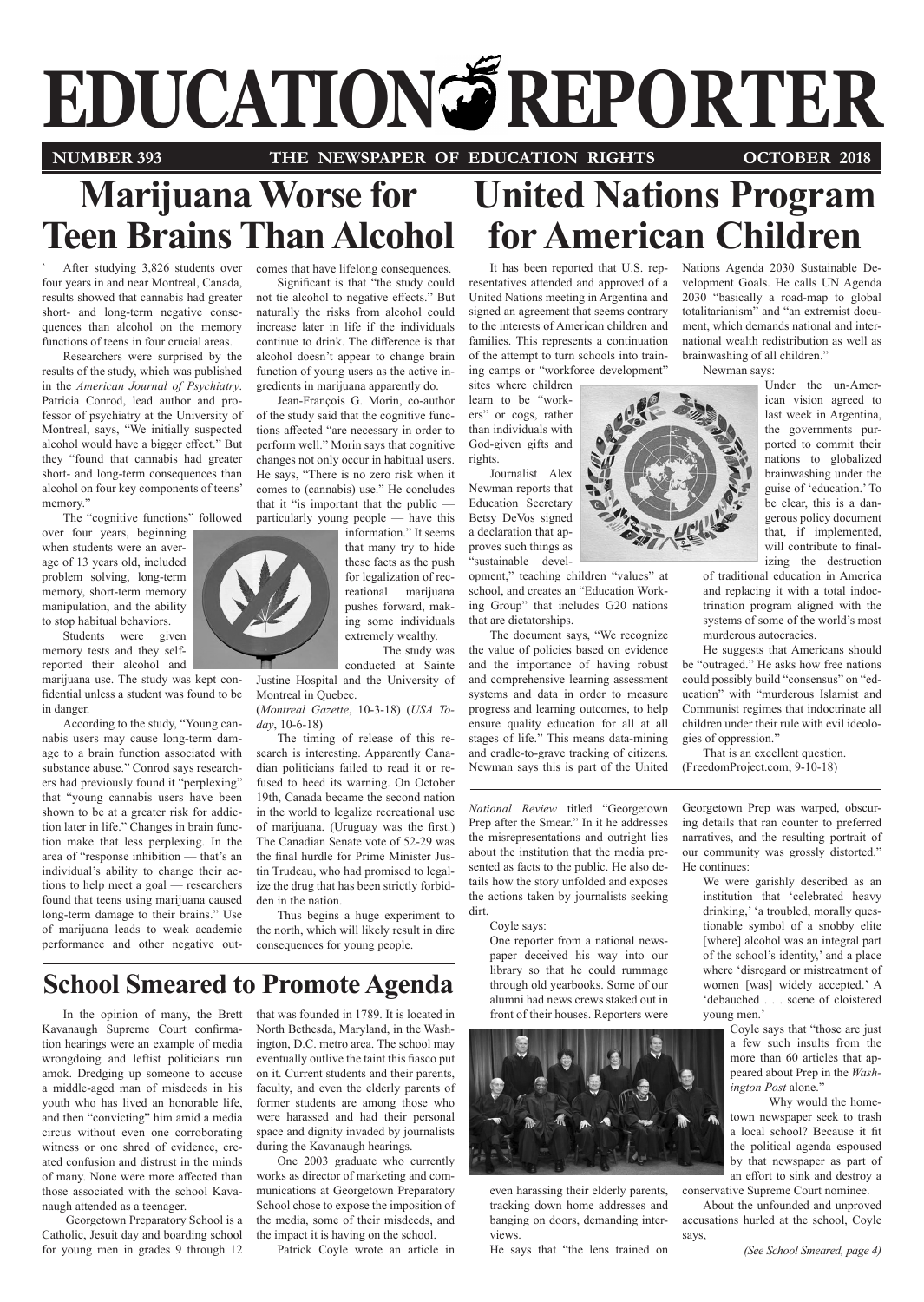# EDUCATION REPORTER

**NUMBER 393** **THE NEWSPAPER OF EDUCATION RIGHTS** **OCTOBER 2018**

## Marijuana Worse for Teen Brains Than Alcohol

After studying 3,826 students over four years in and near Montreal, Canada, results showed that cannabis had greater short- and long-term negative consequences than alcohol on the memory functions of teens in four crucial areas.

Researchers were surprised by the results of the study, which was published in the *American Journal of Psychiatry*. Patricia Conrod, lead author and professor of psychiatry at the University of Montreal, says, "We initially suspected alcohol would have a bigger effect." But they "found that cannabis had greater short- and long-term consequences than alcohol on four key components of teens' memory."

The "cognitive functions" followed over four years, beginning when students were an average of 13 years old, included problem solving, long-term memory, short-term memory manipulation, and the ability to stop habitual behaviors.

Students were given memory tests and they self-reported their alcohol and marijuana use. The study was kept confidential unless a student was found to be in danger.

According to the study, "Young cannabis users may cause long-term damage to a brain function associated with substance abuse." Conrod says researchers had previously found it "perplexing" that "young cannabis users have been shown to be at a greater risk for addiction later in life." Changes in brain function make that less perplexing. In the area of "response inhibition — that's an individual's ability to change their actions to help meet a goal — researchers found that teens using marijuana caused long-term damage to their brains." Use of marijuana leads to weak academic performance and other negative outcomes that have lifelong consequences.

Significant is that "the study could not tie alcohol to negative effects." But naturally the risks from alcohol could increase later in life if the individuals continue to drink. The difference is that alcohol doesn't appear to change brain function of young users as the active ingredients in marijuana apparently do.

Jean-François G. Morin, co-author of the study said that the cognitive functions affected "are necessary in order to perform well." Morin says that cognitive changes not only occur in habitual users. He says, "There is no zero risk when it comes to (cannabis) use." He concludes that it "is important that the public — particularly young people — have this information." It seems that many try to hide these facts as the push for legalization of recreational marijuana pushes forward, making some individuals extremely wealthy.

The study was conducted at Sainte Justine Hospital and the University of Montreal in Quebec.

(*Montreal Gazette*, 10-3-18) (*USA Today*, 10-6-18)

The timing of release of this research is interesting. Apparently Canadian politicians failed to read it or refused to heed its warning. On October 19th, Canada became the second nation in the world to legalize recreational use of marijuana. (Uruguay was the first.) The Canadian Senate vote of 52-29 was the final hurdle for Prime Minister Justin Trudeau, who had promised to legalize the drug that has been strictly forbidden in the nation.

Thus begins a huge experiment to the north, which will likely result in dire consequences for young people.

## United Nations Program for American Children

It has been reported that U.S. representatives attended and approved of a United Nations meeting in Argentina and signed an agreement that seems contrary to the interests of American children and families. This represents a continuation of the attempt to turn schools into training camps or "workforce development" sites where children learn to be "workers" or cogs, rather than individuals with God-given gifts and rights.

Journalist Alex Newman reports that Education Secretary Betsy DeVos signed a declaration that approves such things as "sustainable development," teaching children "values" at school, and creates an "Education Working Group" that includes G20 nations that are dictatorships.

The document says, "We recognize the value of policies based on evidence and the importance of having robust and comprehensive learning assessment systems and data in order to measure progress and learning outcomes, to help ensure quality education for all at all stages of life." This means data-mining and cradle-to-grave tracking of citizens. Newman says this is part of the United Nations Agenda 2030 Sustainable Development Goals. He calls UN Agenda 2030 "basically a road-map to global totalitarianism" and "an extremist document, which demands national and international wealth redistribution as well as brainwashing of all children."

Newman says:

> Under the un-American vision agreed to last week in Argentina, the governments purported to commit their nations to globalized brainwashing under the guise of 'education.' To be clear, this is a dangerous policy document that, if implemented, will contribute to finalizing the destruction of traditional education in America and replacing it with a total indoctrination program aligned with the systems of some of the world's most murderous autocracies.

He suggests that Americans should be "outraged." He asks how free nations could possibly build "consensus" on "education" with "murderous Islamist and Communist regimes that indoctrinate all children under their rule with evil ideologies of oppression."

That is an excellent question.
(FreedomProject.com, 9-10-18)

## School Smeared to Promote Agenda

In the opinion of many, the Brett Kavanaugh Supreme Court confirmation hearings were an example of media wrongdoing and leftist politicians run amok. Dredging up someone to accuse a middle-aged man of misdeeds in his youth who has lived an honorable life, and then "convicting" him amid a media circus without even one corroborating witness or one shred of evidence, created confusion and distrust in the minds of many. None were more affected than those associated with the school Kavanaugh attended as a teenager.

Georgetown Preparatory School is a Catholic, Jesuit day and boarding school for young men in grades 9 through 12 that was founded in 1789. It is located in North Bethesda, Maryland, in the Washington, D.C. metro area. The school may eventually outlive the taint this fiasco put on it. Current students and their parents, faculty, and even the elderly parents of former students are among those who were harassed and had their personal space and dignity invaded by journalists during the Kavanaugh hearings.

One 2003 graduate who currently works as director of marketing and communications at Georgetown Preparatory School chose to expose the imposition of the media, some of their misdeeds, and the impact it is having on the school.

Patrick Coyle wrote an article in *National Review* titled "Georgetown Prep after the Smear." In it he addresses the misrepresentations and outright lies about the institution that the media presented as facts to the public. He also details how the story unfolded and exposes the actions taken by journalists seeking dirt.

Coyle says:

> One reporter from a national newspaper deceived his way into our library so that he could rummage through old yearbooks. Some of our alumni had news crews staked out in front of their houses. Reporters were even harassing their elderly parents, tracking down home addresses and banging on doors, demanding interviews.

He says that "the lens trained on Georgetown Prep was warped, obscuring details that ran counter to preferred narratives, and the resulting portrait of our community was grossly distorted." He continues:

> We were garishly described as an institution that 'celebrated heavy drinking,' 'a troubled, morally questionable symbol of a snobby elite [where] alcohol was an integral part of the school's identity,' and a place where 'disregard or mistreatment of women [was] widely accepted.' A 'debauched . . . scene of cloistered young men.'

Coyle says that "those are just a few such insults from the more than 60 articles that appeared about Prep in the *Washington Post* alone."

Why would the hometown newspaper seek to trash a local school? Because it fit the political agenda espoused by that newspaper as part of an effort to sink and destroy a conservative Supreme Court nominee.

About the unfounded and unproved accusations hurled at the school, Coyle says,

*(See School Smeared, page 4)*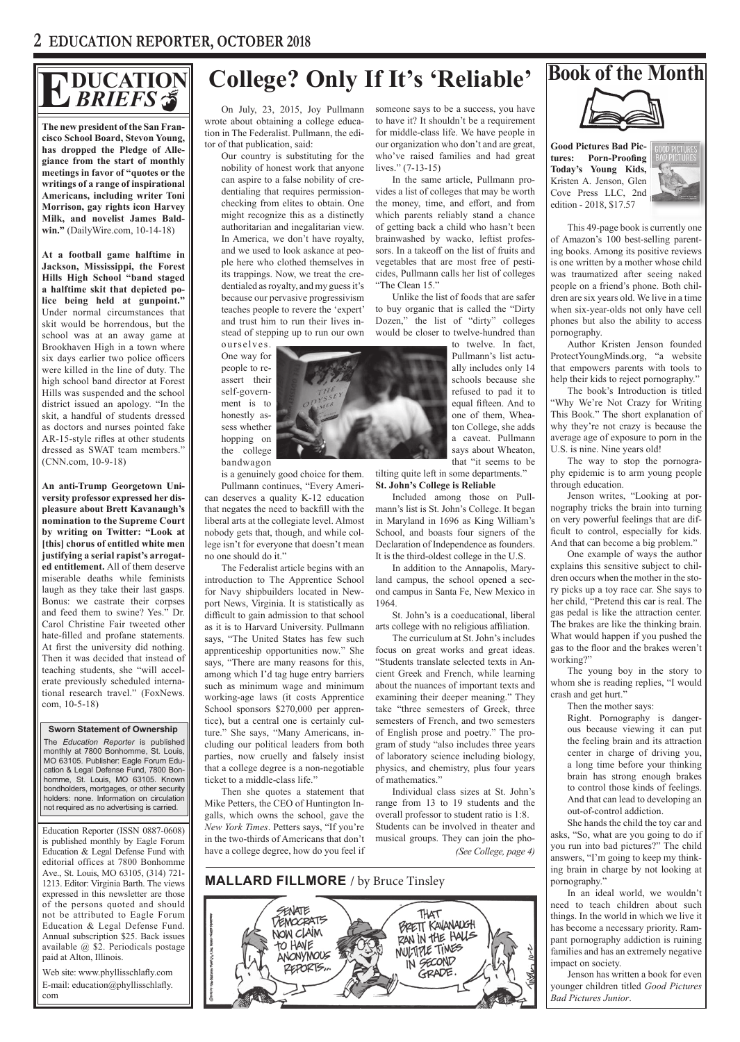# Education Briefs

**The new president of the San Francisco School Board, Stevon Young, has dropped the Pledge of Allegiance from the start of monthly meetings in favor of "quotes or the writings of a range of inspirational Americans, including writer Toni Morrison, gay rights icon Harvey Milk, and novelist James Baldwin."** (DailyWire.com, 10-14-18)

**At a football game halftime in Jackson, Mississippi, the Forest Hills High School "band staged a halftime skit that depicted police being held at gunpoint."** Under normal circumstances that skit would be horrendous, but the school was at an away game at Brookhaven High in a town where six days earlier two police officers were killed in the line of duty. The high school band director at Forest Hills was suspended and the school district issued an apology. "In the skit, a handful of students dressed as doctors and nurses pointed fake AR-15-style rifles at other students dressed as SWAT team members." (CNN.com, 10-9-18)

**An anti-Trump Georgetown University professor expressed her displeasure about Brett Kavanaugh's nomination to the Supreme Court by writing on Twitter: "Look at [this] chorus of entitled white men justifying a serial rapist's arrogated entitlement.** All of them deserve miserable deaths while feminists laugh as they take their last gasps. Bonus: we castrate their corpses and feed them to swine? Yes." Dr. Carol Christine Fair tweeted other hate-filled and profane statements. At first the university did nothing. Then it was decided that instead of teaching students, she "will accelerate previously scheduled international research travel." (FoxNews.com, 10-5-18)

**Sworn Statement of Ownership**

The *Education Reporter* is published monthly at 7800 Bonhomme, St. Louis, MO 63105. Publisher: Eagle Forum Education & Legal Defense Fund, 7800 Bonhomme, St. Louis, MO 63105. Known bondholders, mortgages, or other security holders: none. Information on circulation not required as no advertising is carried.

Education Reporter (ISSN 0887-0608) is published monthly by Eagle Forum Education & Legal Defense Fund with editorial offices at 7800 Bonhomme Ave., St. Louis, MO 63105, (314) 721-1213. Editor: Virginia Barth. The views expressed in this newsletter are those of the persons quoted and should not be attributed to Eagle Forum Education & Legal Defense Fund. Annual subscription $25. Back issues available @ $2. Periodicals postage paid at Alton, Illinois.

Web site: www.phyllisschlafly.com
E-mail: education@phyllisschlafly.com

# College? Only If It's 'Reliable'

On July, 23, 2015, Joy Pullmann wrote about obtaining a college education in The Federalist. Pullmann, the editor of that publication, said:

> Our country is substituting for the nobility of honest work that anyone can aspire to a false nobility of credentialing that requires permission-checking from elites to obtain. One might recognize this as a distinctly authoritarian and inegalitarian view. In America, we don't have royalty, and we used to look askance at people here who clothed themselves in its trappings. Now, we treat the credentialed as royalty, and my guess it's because our pervasive progressivism teaches people to revere the 'expert' and trust him to run their lives instead of stepping up to run our own ourselves. One way for people to reassert their self-government is to honestly assess whether hopping on the college bandwagon is a genuinely good choice for them.

Pullmann continues, "Every American deserves a quality K-12 education that negates the need to backfill with the liberal arts at the collegiate level. Almost nobody gets that, though, and while college isn't for everyone that doesn't mean no one should do it."

The Federalist article begins with an introduction to The Apprentice School for Navy shipbuilders located in Newport News, Virginia. It is statistically as difficult to gain admission to that school as it is to Harvard University. Pullmann says, "The United States has few such apprenticeship opportunities now." She says, "There are many reasons for this, among which I'd tag huge entry barriers such as minimum wage and minimum working-age laws (it costs Apprentice School sponsors $270,000 per apprentice), but a central one is certainly culture." She says, "Many Americans, including our political leaders from both parties, now cruelly and falsely insist that a college degree is a non-negotiable ticket to a middle-class life."

Then she quotes a statement that Mike Petters, the CEO of Huntington Ingalls, which owns the school, gave the *New York Times*. Petters says, "If you're in the two-thirds of Americans that don't have a college degree, how do you feel if someone says to be a success, you have to have it? It shouldn't be a requirement for middle-class life. We have people in our organization who don't and are great, who've raised families and had great lives." (7-13-15)

In the same article, Pullmann provides a list of colleges that may be worth the money, time, and effort, and from which parents reliably stand a chance of getting back a child who hasn't been brainwashed by wacko, leftist professors. In a takeoff on the list of fruits and vegetables that are most free of pesticides, Pullmann calls her list of colleges "The Clean 15."

Unlike the list of foods that are safer to buy organic that is called the "Dirty Dozen," the list of "dirty" colleges would be closer to twelve-hundred than to twelve. In fact, Pullmann's list actually includes only 14 schools because she refused to pad it to equal fifteen. And to one of them, Wheaton College, she adds a caveat. Pullmann says about Wheaton, that "it seems to be tilting quite left in some departments."

**St. John's College is Reliable**

Included among those on Pullmann's list is St. John's College. It began in Maryland in 1696 as King William's School, and boasts four signers of the Declaration of Independence as founders. It is the third-oldest college in the U.S.

In addition to the Annapolis, Maryland campus, the school opened a second campus in Santa Fe, New Mexico in 1964.

St. John's is a coeducational, liberal arts college with no religious affiliation.

The curriculum at St. John's includes focus on great works and great ideas. "Students translate selected texts in Ancient Greek and French, while learning about the nuances of important texts and examining their deeper meaning." They take "three semesters of Greek, three semesters of French, and two semesters of English prose and poetry." The program of study "also includes three years of laboratory science including biology, physics, and chemistry, plus four years of mathematics."

Individual class sizes at St. John's range from 13 to 19 students and the overall professor to student ratio is 1:8. Students can be involved in theater and musical groups. They can join the pho-

*(See College, page 4)*

**MALLARD FILLMORE** / by Bruce Tinsley

# Book of the Month

**Good Pictures Bad Pictures: Porn-Proofing Today's Young Kids,** Kristen A. Jenson, Glen Cove Press LLC, 2nd edition - 2018, $17.57

This 49-page book is currently one of Amazon's 100 best-selling parenting books. Among its positive reviews is one written by a mother whose child was traumatized after seeing naked people on a friend's phone. Both children are six years old. We live in a time when six-year-olds not only have cell phones but also the ability to access pornography.

Author Kristen Jenson founded ProtectYoungMinds.org, "a website that empowers parents with tools to help their kids to reject pornography."

The book's Introduction is titled "Why We're Not Crazy for Writing This Book." The short explanation of why they're not crazy is because the average age of exposure to porn in the U.S. is nine. Nine years old!

The way to stop the pornography epidemic is to arm young people through education.

Jenson writes, "Looking at pornography tricks the brain into turning on very powerful feelings that are difficult to control, especially for kids. And that can become a big problem."

One example of ways the author explains this sensitive subject to children occurs when the mother in the story picks up a toy race car. She says to her child, "Pretend this car is real. The gas pedal is like the attraction center. The brakes are like the thinking brain. What would happen if you pushed the gas to the floor and the brakes weren't working?"

The young boy in the story to whom she is reading replies, "I would crash and get hurt."

Then the mother says:

> Right. Pornography is dangerous because viewing it can put the feeling brain and its attraction center in charge of driving you, a long time before your thinking brain has strong enough brakes to control those kinds of feelings. And that can lead to developing an out-of-control addiction.

She hands the child the toy car and asks, "So, what are you going to do if you run into bad pictures?" The child answers, "I'm going to keep my thinking brain in charge by not looking at pornography."

In an ideal world, we wouldn't need to teach children about such things. In the world in which we live it has become a necessary priority. Rampant pornography addiction is ruining families and has an extremely negative impact on society.

Jenson has written a book for even younger children titled *Good Pictures Bad Pictures Junior*.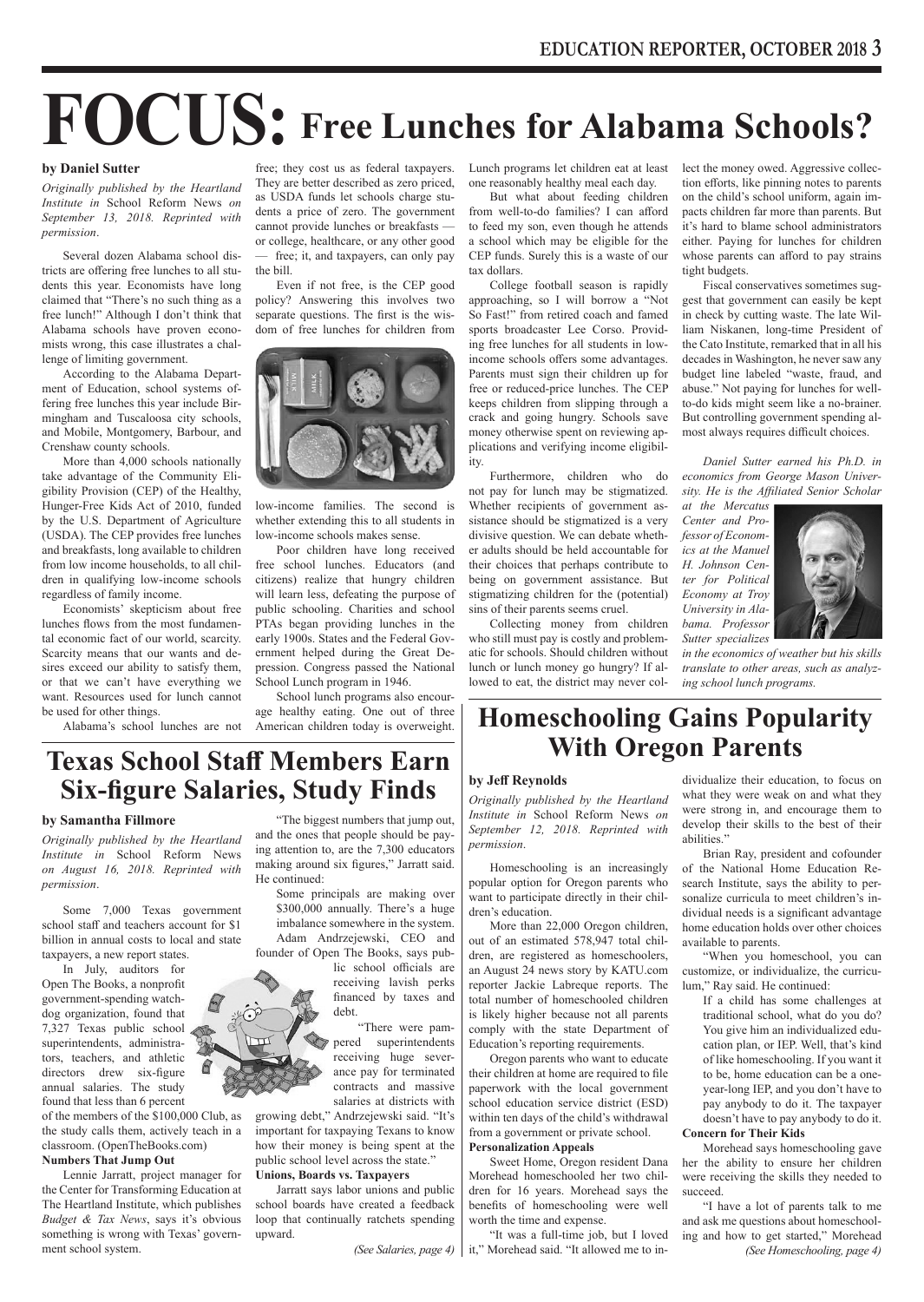# FOCUS: Free Lunches for Alabama Schools?

**by Daniel Sutter**

*Originally published by the Heartland Institute in* School Reform News *on September 13, 2018. Reprinted with permission*.

Several dozen Alabama school districts are offering free lunches to all students this year. Economists have long claimed that "There's no such thing as a free lunch!" Although I don't think that Alabama schools have proven economists wrong, this case illustrates a challenge of limiting government.

According to the Alabama Department of Education, school systems offering free lunches this year include Birmingham and Tuscaloosa city schools, and Mobile, Montgomery, Barbour, and Crenshaw county schools.

More than 4,000 schools nationally take advantage of the Community Eligibility Provision (CEP) of the Healthy, Hunger-Free Kids Act of 2010, funded by the U.S. Department of Agriculture (USDA). The CEP provides free lunches and breakfasts, long available to children from low income households, to all children in qualifying low-income schools regardless of family income.

Economists' skepticism about free lunches flows from the most fundamental economic fact of our world, scarcity. Scarcity means that our wants and desires exceed our ability to satisfy them, or that we can't have everything we want. Resources used for lunch cannot be used for other things.

Alabama's school lunches are not free; they cost us as federal taxpayers. They are better described as zero priced, as USDA funds let schools charge students a price of zero. The government cannot provide lunches or breakfasts — or college, healthcare, or any other good — free; it, and taxpayers, can only pay the bill.

Even if not free, is the CEP good policy? Answering this involves two separate questions. The first is the wisdom of free lunches for children from low-income families. The second is whether extending this to all students in low-income schools makes sense.

Poor children have long received free school lunches. Educators (and citizens) realize that hungry children will learn less, defeating the purpose of public schooling. Charities and school PTAs began providing lunches in the early 1900s. States and the Federal Government helped during the Great Depression. Congress passed the National School Lunch program in 1946.

School lunch programs also encourage healthy eating. One out of three American children today is overweight. Lunch programs let children eat at least one reasonably healthy meal each day.

But what about feeding children from well-to-do families? I can afford to feed my son, even though he attends a school which may be eligible for the CEP funds. Surely this is a waste of our tax dollars.

College football season is rapidly approaching, so I will borrow a "Not So Fast!" from retired coach and famed sports broadcaster Lee Corso. Providing free lunches for all students in low-income schools offers some advantages. Parents must sign their children up for free or reduced-price lunches. The CEP keeps children from slipping through a crack and going hungry. Schools save money otherwise spent on reviewing applications and verifying income eligibility.

Furthermore, children who do not pay for lunch may be stigmatized. Whether recipients of government assistance should be stigmatized is a very divisive question. We can debate whether adults should be held accountable for their choices that perhaps contribute to being on government assistance. But stigmatizing children for the (potential) sins of their parents seems cruel.

Collecting money from children who still must pay is costly and problematic for schools. Should children without lunch or lunch money go hungry? If allowed to eat, the district may never collect the money owed. Aggressive collection efforts, like pinning notes to parents on the child's school uniform, again impacts children far more than parents. But it's hard to blame school administrators either. Paying for lunches for children whose parents can afford to pay strains tight budgets.

Fiscal conservatives sometimes suggest that government can easily be kept in check by cutting waste. The late William Niskanen, long-time President of the Cato Institute, remarked that in all his decades in Washington, he never saw any budget line labeled "waste, fraud, and abuse." Not paying for lunches for well-to-do kids might seem like a no-brainer. But controlling government spending almost always requires difficult choices.

*Daniel Sutter earned his Ph.D. in economics from George Mason University. He is the Affiliated Senior Scholar at the Mercatus Center and Professor of Economics at the Manuel H. Johnson Center for Political Economy at Troy University in Alabama. Professor Sutter specializes in the economics of weather but his skills translate to other areas, such as analyzing school lunch programs.*

# Texas School Staff Members Earn Six-figure Salaries, Study Finds

**by Samantha Fillmore**

*Originally published by the Heartland Institute in* School Reform News *on August 16, 2018. Reprinted with permission*.

Some 7,000 Texas government school staff and teachers account for $1 billion in annual costs to local and state taxpayers, a new report states.

In July, auditors for Open The Books, a nonprofit government-spending watchdog organization, found that 7,327 Texas public school superintendents, administrators, teachers, and athletic directors drew six-figure annual salaries. The study found that less than 6 percent of the members of the $100,000 Club, as the study calls them, actively teach in a classroom. (OpenTheBooks.com)

**Numbers That Jump Out**

Lennie Jarratt, project manager for the Center for Transforming Education at The Heartland Institute, which publishes *Budget & Tax News*, says it's obvious something is wrong with Texas' government school system.

"The biggest numbers that jump out, and the ones that people should be paying attention to, are the 7,300 educators making around six figures," Jarratt said. He continued:

> Some principals are making over $300,000 annually. There's a huge imbalance somewhere in the system.

Adam Andrzejewski, CEO and founder of Open The Books, says public school officials are receiving lavish perks financed by taxes and debt.

"There were pampered superintendents receiving huge severance pay for terminated contracts and massive salaries at districts with growing debt," Andrzejewski said. "It's important for taxpaying Texans to know how their money is being spent at the public school level across the state."

**Unions, Boards vs. Taxpayers**

Jarratt says labor unions and public school boards have created a feedback loop that continually ratchets spending upward.

*(See Salaries, page 4)*

# Homeschooling Gains Popularity With Oregon Parents

**by Jeff Reynolds**

*Originally published by the Heartland Institute in* School Reform News *on September 12, 2018. Reprinted with permission*.

Homeschooling is an increasingly popular option for Oregon parents who want to participate directly in their children's education.

More than 22,000 Oregon children, out of an estimated 578,947 total children, are registered as homeschoolers, an August 24 news story by KATU.com reporter Jackie Labreque reports. The total number of homeschooled children is likely higher because not all parents comply with the state Department of Education's reporting requirements.

Oregon parents who want to educate their children at home are required to file paperwork with the local government school education service district (ESD) within ten days of the child's withdrawal from a government or private school.

**Personalization Appeals**

Sweet Home, Oregon resident Dana Morehead homeschooled her two children for 16 years. Morehead says the benefits of homeschooling were well worth the time and expense.

"It was a full-time job, but I loved it," Morehead said. "It allowed me to individualize their education, to focus on what they were weak on and what they were strong in, and encourage them to develop their skills to the best of their abilities."

Brian Ray, president and cofounder of the National Home Education Research Institute, says the ability to personalize curricula to meet children's individual needs is a significant advantage home education holds over other choices available to parents.

"When you homeschool, you can customize, or individualize, the curriculum," Ray said. He continued:

> If a child has some challenges at traditional school, what do you do? You give him an individualized education plan, or IEP. Well, that's kind of like homeschooling. If you want it to be, home education can be a one-year-long IEP, and you don't have to pay anybody to do it. The taxpayer doesn't have to pay anybody to do it.

**Concern for Their Kids**

Morehead says homeschooling gave her the ability to ensure her children were receiving the skills they needed to succeed.

"I have a lot of parents talk to me and ask me questions about homeschooling and how to get started," Morehead

*(See Homeschooling, page 4)*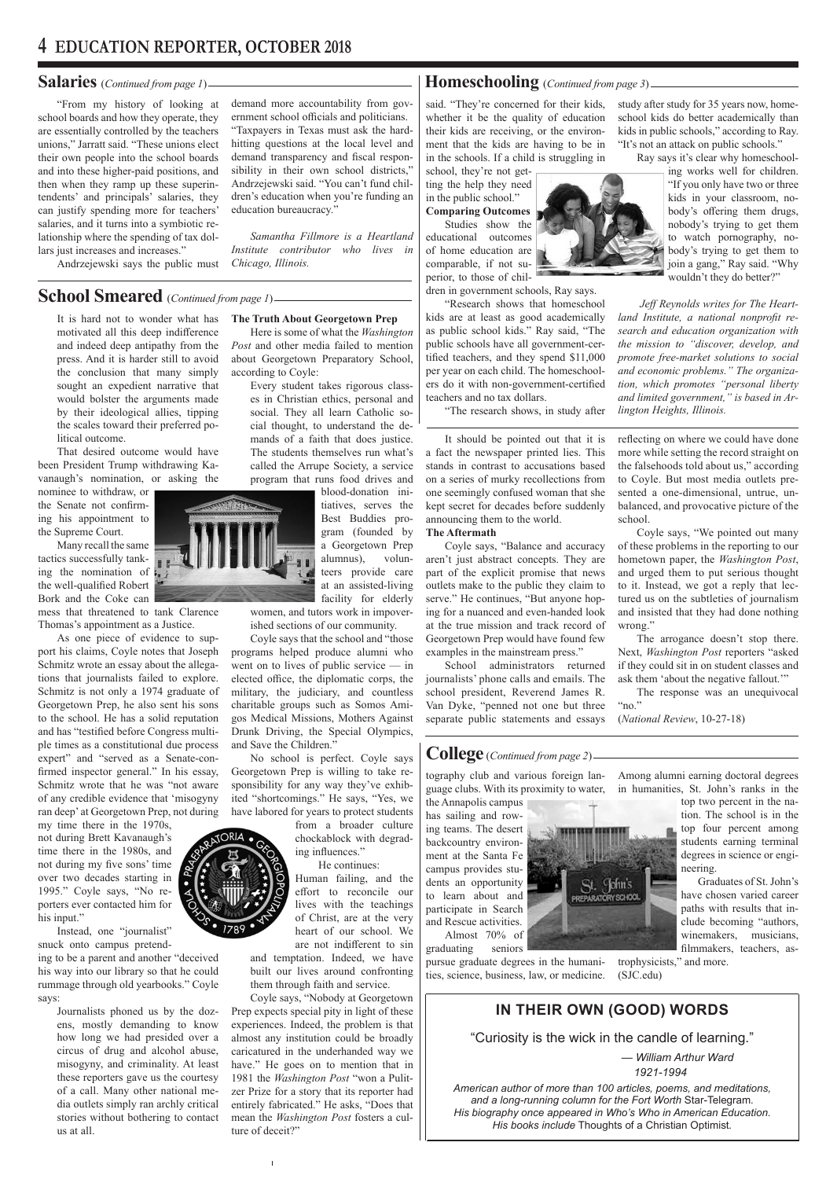## Salaries (*Continued from page 1*)

"From my history of looking at school boards and how they operate, they are essentially controlled by the teachers unions," Jarratt said. "These unions elect their own people into the school boards and into these higher-paid positions, and then when they ramp up these superintendents' and principals' salaries, they can justify spending more for teachers' salaries, and it turns into a symbiotic relationship where the spending of tax dollars just increases and increases."

Andrzejewski says the public must demand more accountability from government school officials and politicians. "Taxpayers in Texas must ask the hard-hitting questions at the local level and demand transparency and fiscal responsibility in their own school districts," Andrzejewski said. "You can't fund children's education when you're funding an education bureaucracy."

*Samantha Fillmore is a Heartland Institute contributor who lives in Chicago, Illinois.*

## Homeschooling (*Continued from page 3*)

said. "They're concerned for their kids, whether it be the quality of education their kids are receiving, or the environment that the kids are having to be in in the schools. If a child is struggling in school, they're not getting the help they need in the public school."

**Comparing Outcomes**

Studies show the educational outcomes of home education are comparable, if not superior, to those of children in government schools, Ray says.

"Research shows that homeschool kids are at least as good academically as public school kids." Ray said, "The public schools have all government-certified teachers, and they spend $11,000 per year on each child. The homeschoolers do it with non-government-certified teachers and no tax dollars.

"The research shows, in study after study after study for 35 years now, homeschool kids do better academically than kids in public schools," according to Ray. "It's not an attack on public schools."

Ray says it's clear why homeschooling works well for children. "If you only have two or three kids in your classroom, nobody's offering them drugs, nobody's trying to get them to watch pornography, nobody's trying to get them to join a gang," Ray said. "Why wouldn't they do better?"

*Jeff Reynolds writes for The Heartland Institute, a national nonprofit research and education organization with the mission to "discover, develop, and promote free-market solutions to social and economic problems." The organization, which promotes "personal liberty and limited government," is based in Arlington Heights, Illinois.*

## School Smeared (*Continued from page 1*)

It is hard not to wonder what has motivated all this deep indifference and indeed deep antipathy from the press. And it is harder still to avoid the conclusion that many simply sought an expedient narrative that would bolster the arguments made by their ideological allies, tipping the scales toward their preferred political outcome.

That desired outcome would have been President Trump withdrawing Kavanaugh's nomination, or asking the nominee to withdraw, or the Senate not confirming his appointment to the Supreme Court.

Many recall the same tactics successfully tanking the nomination of the well-qualified Robert Bork and the Coke can mess that threatened to tank Clarence Thomas's appointment as a Justice.

As one piece of evidence to support his claims, Coyle notes that Joseph Schmitz wrote an essay about the allegations that journalists failed to explore. Schmitz is not only a 1974 graduate of Georgetown Prep, he also sent his sons to the school. He has a solid reputation and has "testified before Congress multiple times as a constitutional due process expert" and "served as a Senate-confirmed inspector general." In his essay, Schmitz wrote that he was "not aware of any credible evidence that 'misogyny ran deep' at Georgetown Prep, not during my time there in the 1970s, not during Brett Kavanaugh's time there in the 1980s, and not during my five sons' time over two decades starting in 1995." Coyle says, "No reporters ever contacted him for his input."

Instead, one "journalist" snuck onto campus pretending to be a parent and another "deceived his way into our library so that he could rummage through old yearbooks." Coyle says:

> Journalists phoned us by the dozens, mostly demanding to know how long we had presided over a circus of drug and alcohol abuse, misogyny, and criminality. At least these reporters gave us the courtesy of a call. Many other national media outlets simply ran archly critical stories without bothering to contact us at all.

**The Truth About Georgetown Prep**

Here is some of what the *Washington Post* and other media failed to mention about Georgetown Preparatory School, according to Coyle:

> Every student takes rigorous classes in Christian ethics, personal and social. They all learn Catholic social thought, to understand the demands of a faith that does justice. The students themselves run what's called the Arrupe Society, a service program that runs food drives and blood-donation initiatives, serves the Best Buddies program (founded by a Georgetown Prep alumnus), volunteers provide care at an assisted-living facility for elderly women, and tutors work in impoverished sections of our community.

Coyle says that the school and "those programs helped produce alumni who went on to lives of public service — in elected office, the diplomatic corps, the military, the judiciary, and countless charitable groups such as Somos Amigos Medical Missions, Mothers Against Drunk Driving, the Special Olympics, and Save the Children."

No school is perfect. Coyle says Georgetown Prep is willing to take responsibility for any way they've exhibited "shortcomings." He says, "Yes, we have labored for years to protect students from a broader culture chockablock with degrading influences."

He continues:

> Human failing, and the effort to reconcile our lives with the teachings of Christ, are at the very heart of our school. We are not indifferent to sin and temptation. Indeed, we have built our lives around confronting them through faith and service.

Coyle says, "Nobody at Georgetown Prep expects special pity in light of these experiences. Indeed, the problem is that almost any institution could be broadly caricatured in the underhanded way we have." He goes on to mention that in 1981 the *Washington Post* "won a Pulitzer Prize for a story that its reporter had entirely fabricated." He asks, "Does that mean the *Washington Post* fosters a culture of deceit?"

It should be pointed out that it is a fact the newspaper printed lies. This stands in contrast to accusations based on a series of murky recollections from one seemingly confused woman that she kept secret for decades before suddenly announcing them to the world.

**The Aftermath**

Coyle says, "Balance and accuracy aren't just abstract concepts. They are part of the explicit promise that news outlets make to the public they claim to serve." He continues, "But anyone hoping for a nuanced and even-handed look at the true mission and track record of Georgetown Prep would have found few examples in the mainstream press."

School administrators returned journalists' phone calls and emails. The school president, Reverend James R. Van Dyke, "penned not one but three separate public statements and essays reflecting on where we could have done more while setting the record straight on the falsehoods told about us," according to Coyle. But most media outlets presented a one-dimensional, untrue, unbalanced, and provocative picture of the school.

Coyle says, "We pointed out many of these problems in the reporting to our hometown paper, the *Washington Post*, and urged them to put serious thought to it. Instead, we got a reply that lectured us on the subtleties of journalism and insisted that they had done nothing wrong."

The arrogance doesn't stop there. Next, *Washington Post* reporters "asked if they could sit in on student classes and ask them 'about the negative fallout.'"

The response was an unequivocal "no."

(*National Review*, 10-27-18)

## College (*Continued from page 2*)

tography club and various foreign language clubs. With its proximity to water, the Annapolis campus has sailing and rowing teams. The desert backcountry environment at the Santa Fe campus provides students an opportunity to learn about and participate in Search and Rescue activities.

Almost 70% of graduating seniors pursue graduate degrees in the humanities, science, business, law, or medicine. Among alumni earning doctoral degrees in humanities, St. John's ranks in the top two percent in the nation. The school is in the top four percent among students earning terminal degrees in science or engineering.

Graduates of St. John's have chosen varied career paths with results that include becoming "authors, winemakers, musicians, filmmakers, teachers, astrophysicists," and more.

(SJC.edu)

### IN THEIR OWN (GOOD) WORDS

"Curiosity is the wick in the candle of learning."

*— William Arthur Ward*
*1921-1994*

*American author of more than 100 articles, poems, and meditations, and a long-running column for the Fort Worth* Star-Telegram. *His biography once appeared in Who's Who in American Education. His books include* Thoughts of a Christian Optimist.